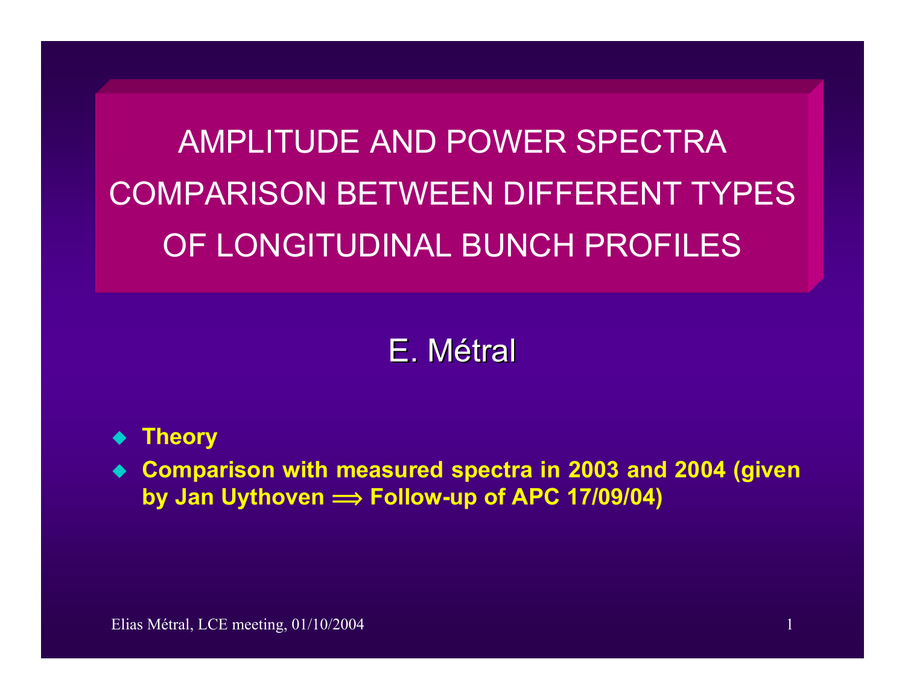# AMPLITUDE AND POWER SPECTRA COMPARISON BETWEEN DIFFERENT TYPES OF LONGITUDINAL BUNCH PROFILES

E. Métral

- **Theory**
- **Comparison with measured spectra in 2003 and 2004 (given by Jan Uythoven $\Longrightarrow$ Follow-up of APC 17/09/04)**

Elias Métral, LCE meeting, 01/10/2004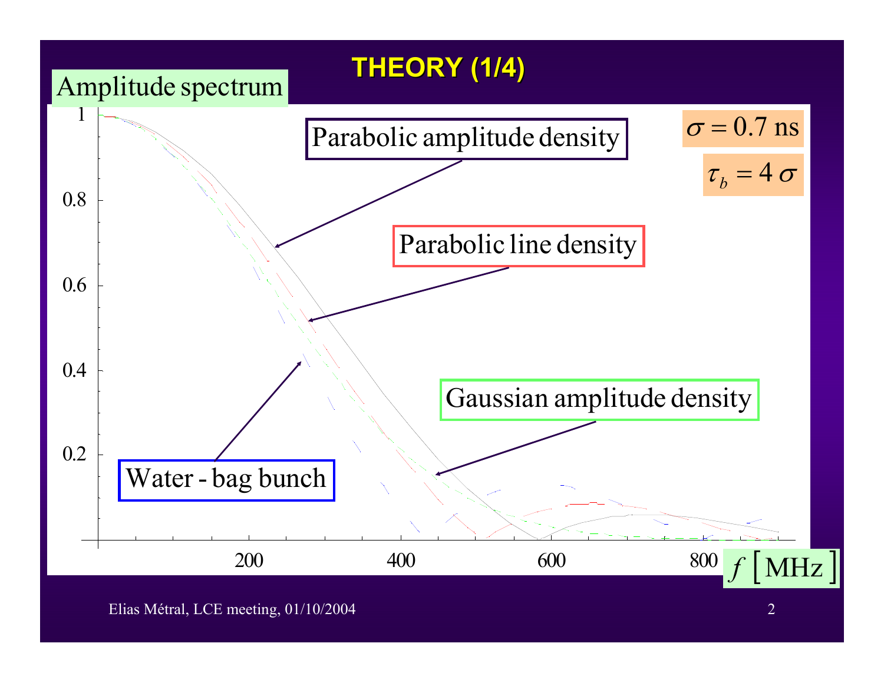# THEORY (1/4)

Amplitude spectrum

$\sigma = 0.7$ ns

$\tau_b = 4\,\sigma$

Parabolic amplitude density

Parabolic line density

Gaussian amplitude density

Water - bag bunch

$f\,[\mathrm{MHz}]$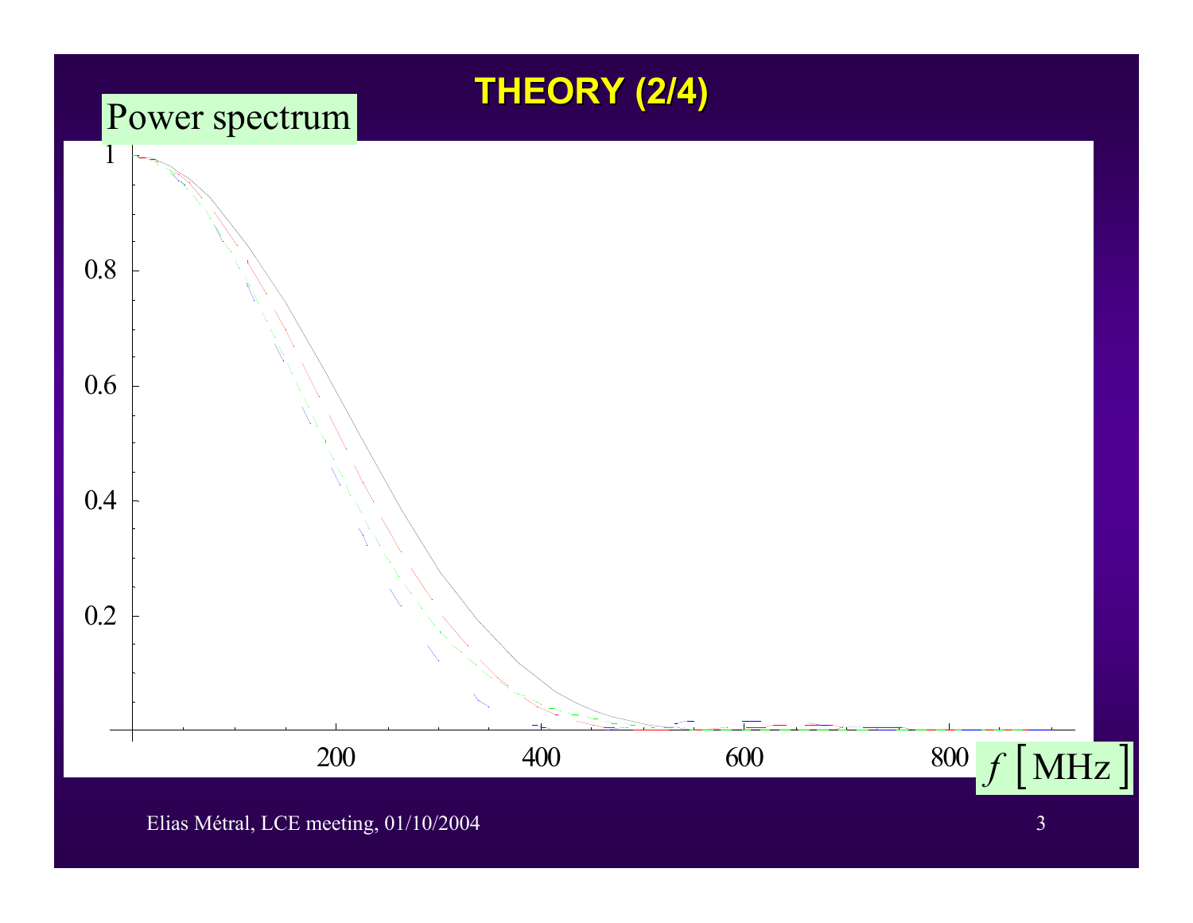# THEORY (2/4)

Power spectrum

$f\,[\mathrm{MHz}]$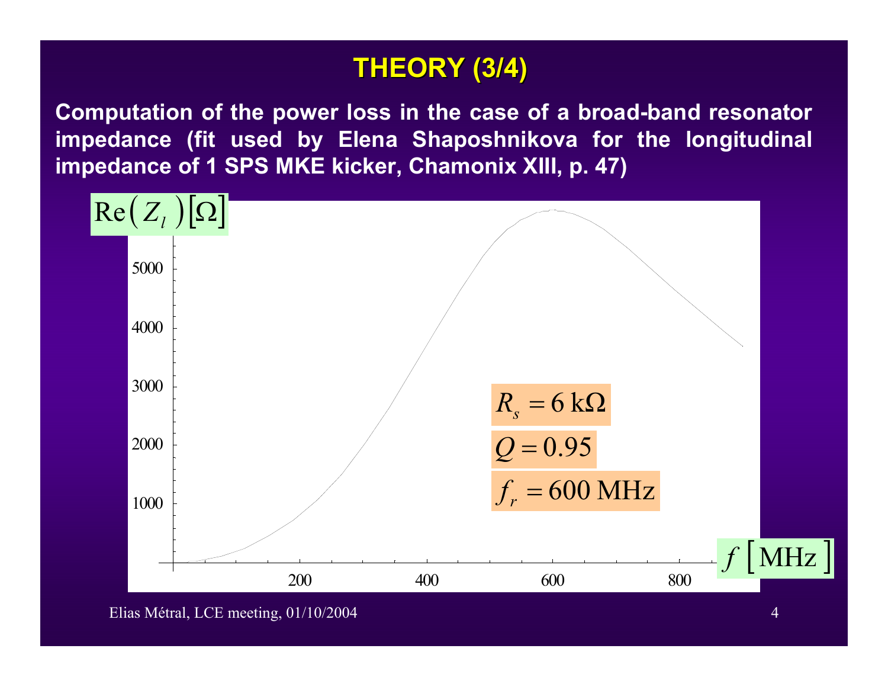# THEORY (3/4)

**Computation of the power loss in the case of a broad-band resonator impedance (fit used by Elena Shaposhnikova for the longitudinal impedance of 1 SPS MKE kicker, Chamonix XIII, p. 47)**

$\mathrm{Re}(Z_l)\,[\Omega]$

$f\,[\mathrm{MHz}]$

$R_s = 6\ \mathrm{k}\Omega$

$Q = 0.95$

$f_r = 600\ \mathrm{MHz}$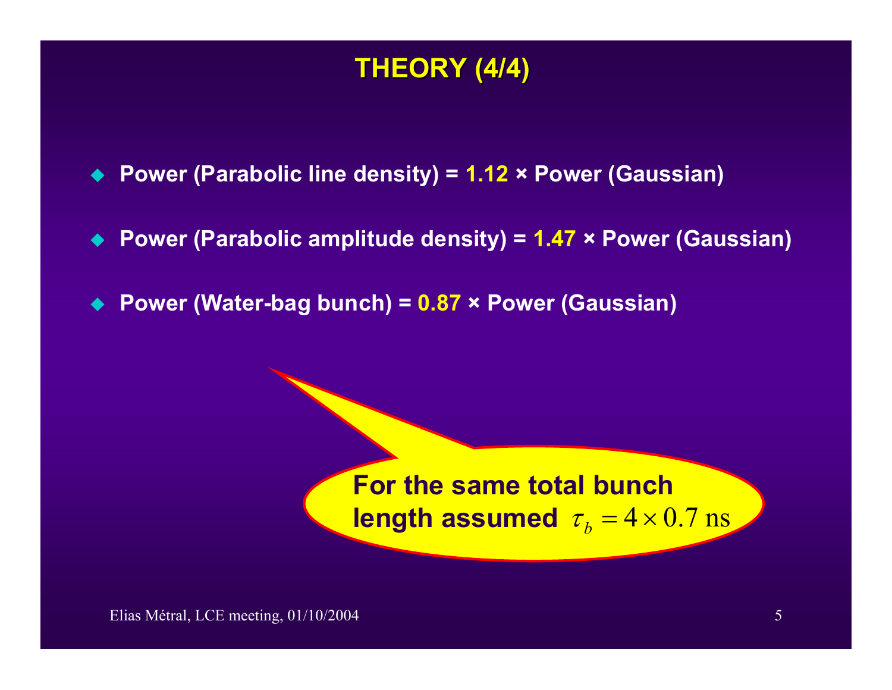# THEORY (4/4)

- **Power (Parabolic line density) = 1.12 × Power (Gaussian)**
- **Power (Parabolic amplitude density) = 1.47 × Power (Gaussian)**
- **Power (Water-bag bunch) = 0.87 × Power (Gaussian)**

**For the same total bunch length assumed** $\tau_b = 4 \times 0.7 \text{ ns}$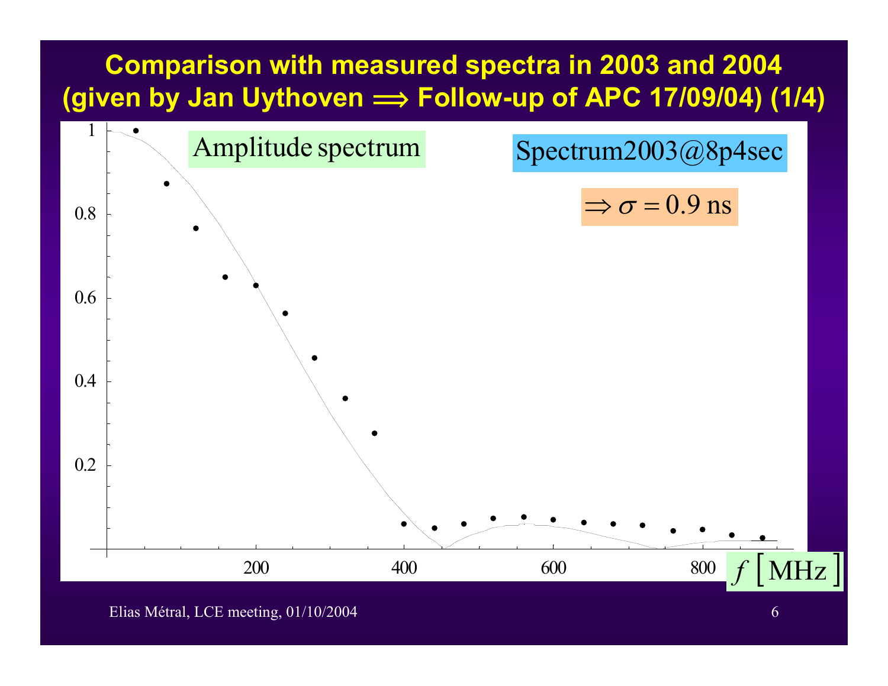# Comparison with measured spectra in 2003 and 2004 (given by Jan Uythoven $\Longrightarrow$ Follow-up of APC 17/09/04) (1/4)

Amplitude spectrum

Spectrum2003@8p4sec

$\Rightarrow \sigma = 0.9$ ns

$f$ [MHz]

Elias Métral, LCE meeting, 01/10/2004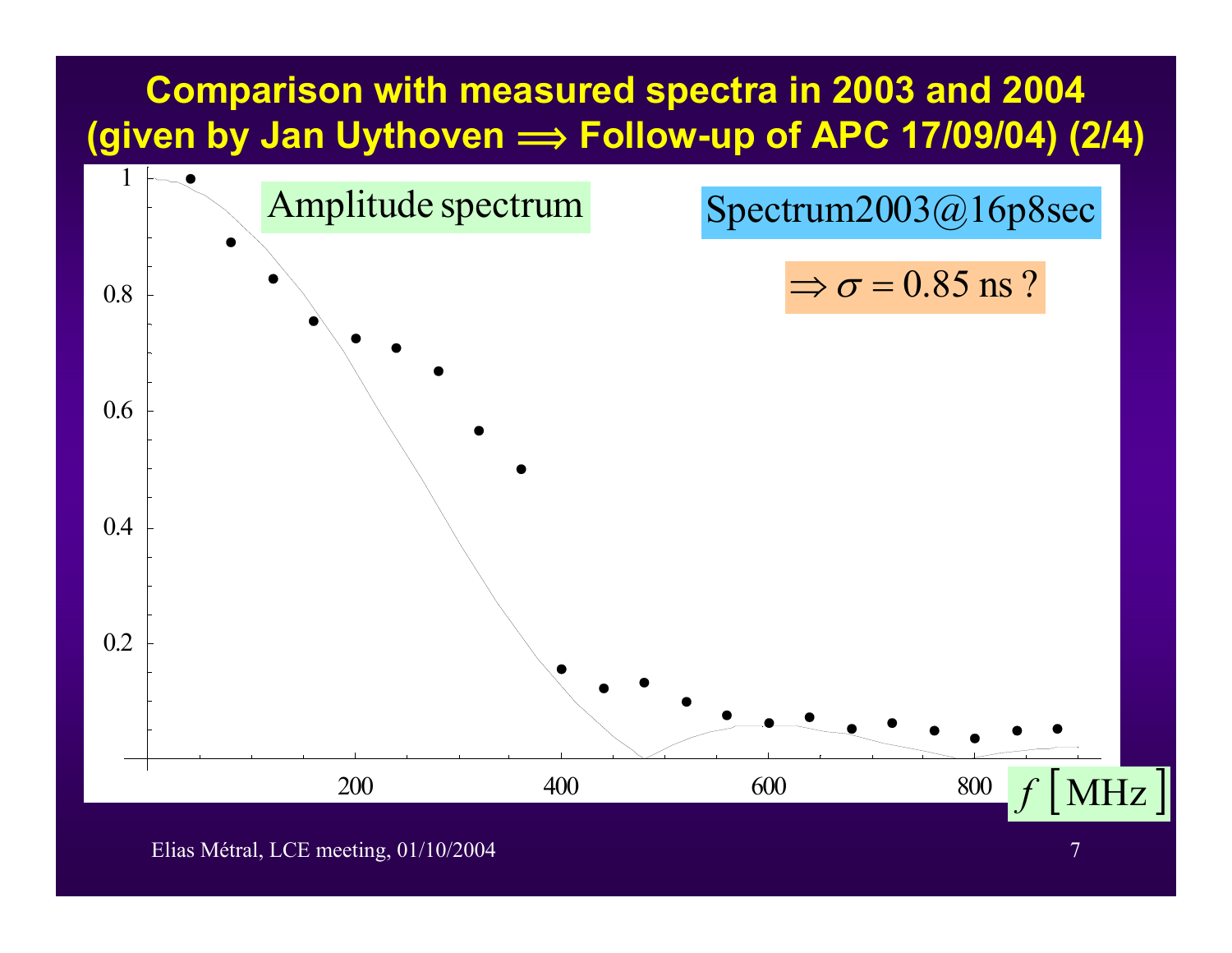# Comparison with measured spectra in 2003 and 2004 (given by Jan Uythoven $\Longrightarrow$ Follow-up of APC 17/09/04) (2/4)

Amplitude spectrum

Spectrum2003@16p8sec

$\Rightarrow \sigma = 0.85$ ns ?

$f \left[ \text{MHz} \right]$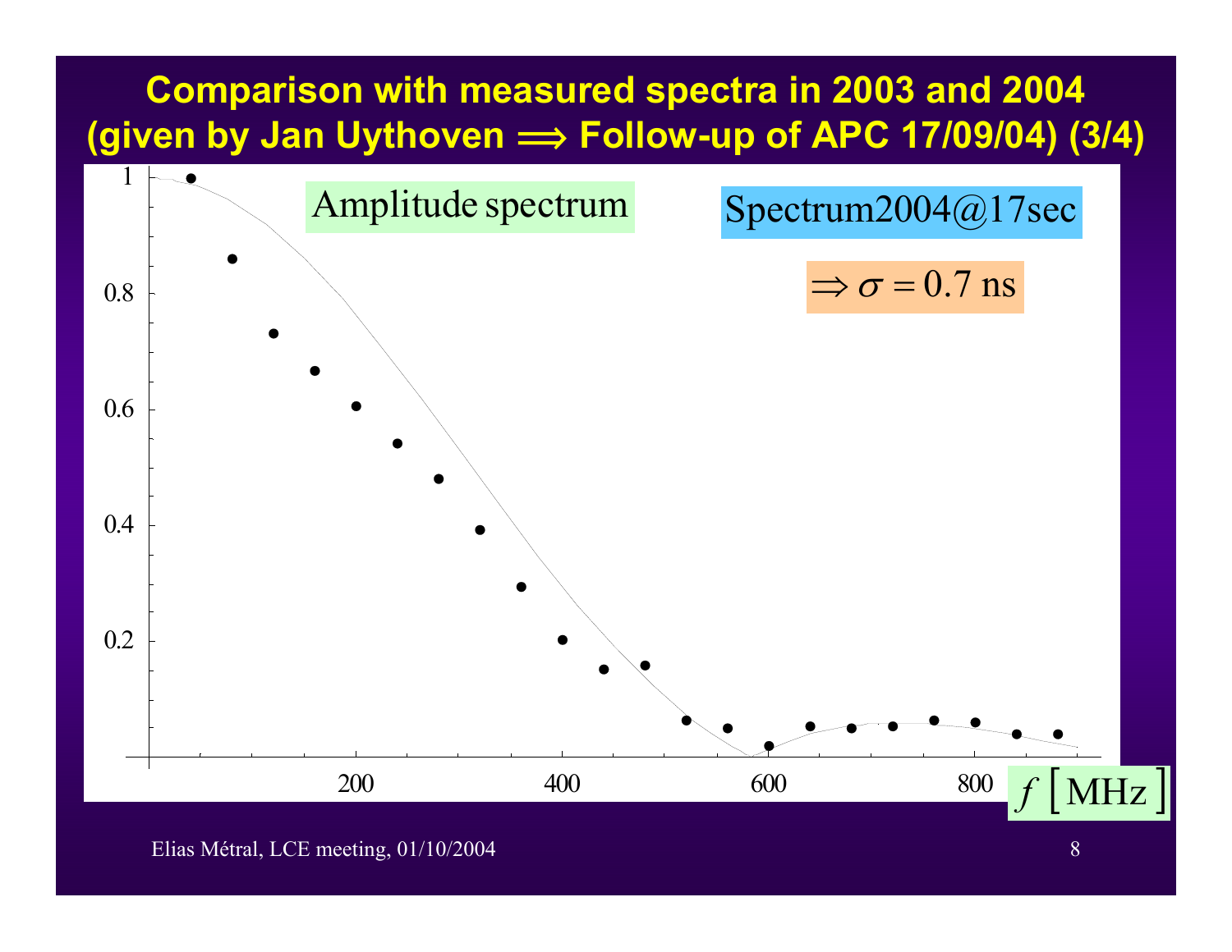# Comparison with measured spectra in 2003 and 2004 (given by Jan Uythoven ⟹ Follow-up of APC 17/09/04) (3/4)

Amplitude spectrum

Spectrum2004@17sec

$\Rightarrow \sigma = 0.7$ ns

$f$ [MHz]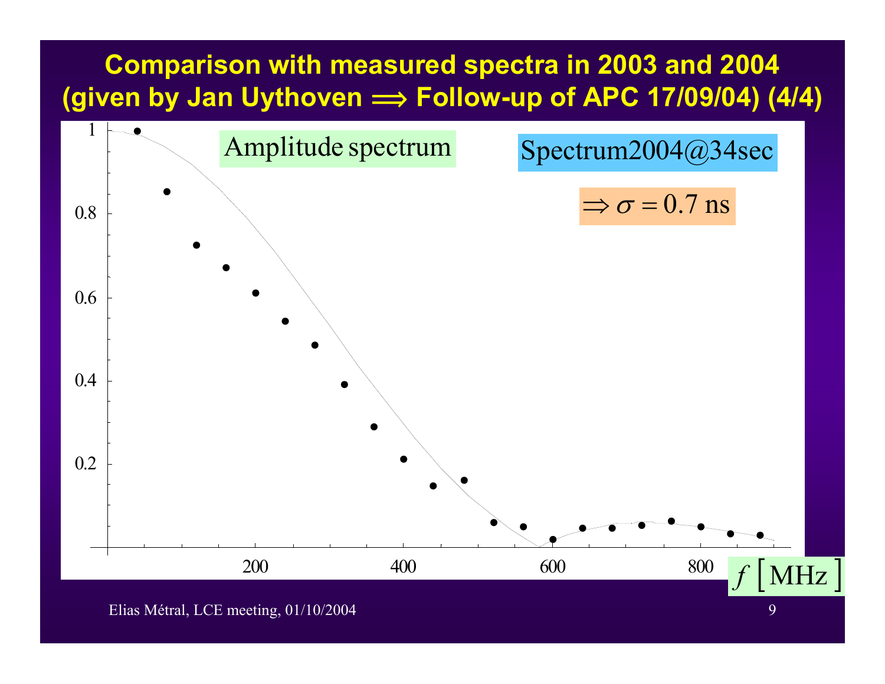# Comparison with measured spectra in 2003 and 2004 (given by Jan Uythoven $\Longrightarrow$ Follow-up of APC 17/09/04) (4/4)

Amplitude spectrum

Spectrum2004@34sec

$\Rightarrow \sigma = 0.7$ ns

1

0.8

0.6

0.4

0.2

200

400

600

800

$f$ [MHz]

Elias Métral, LCE meeting, 01/10/2004